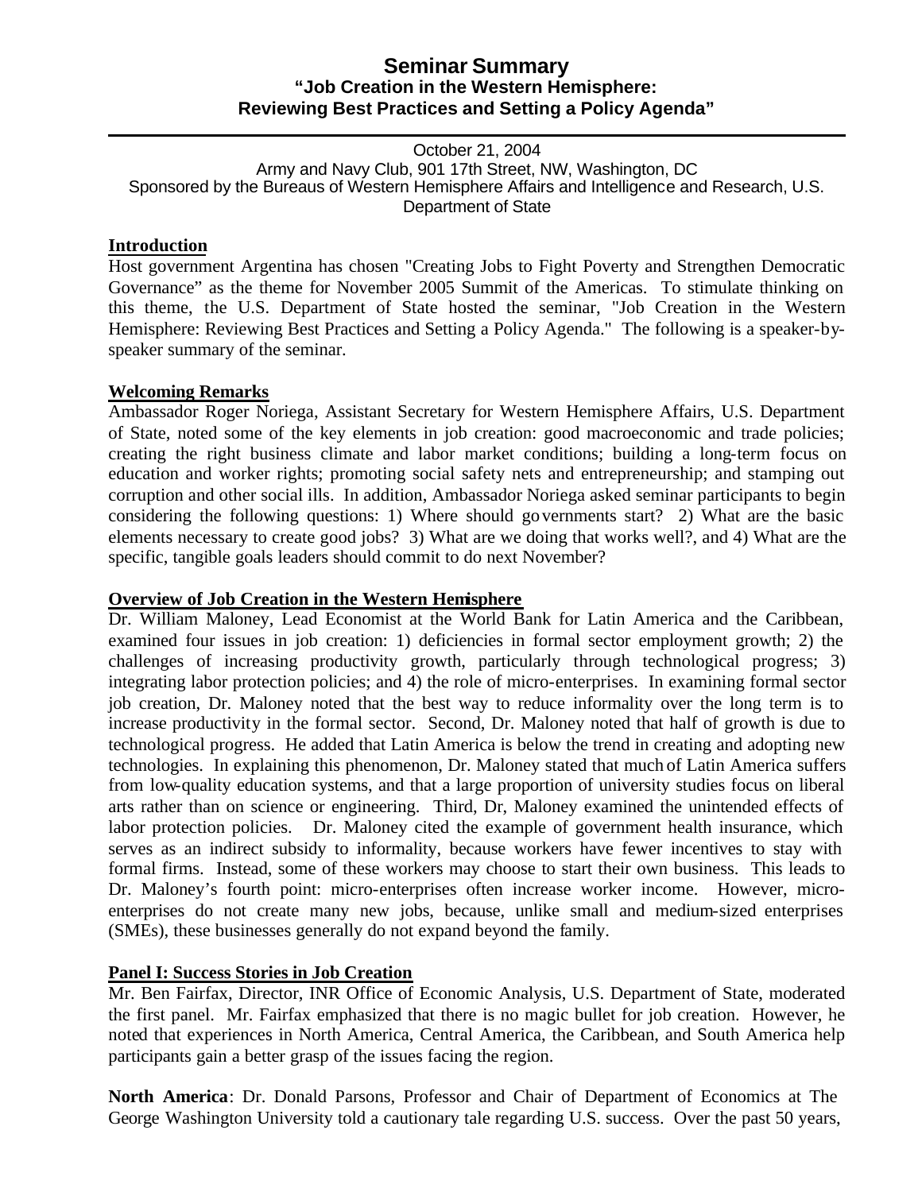# Seminar Summary

## "Job Creation in the Western Hemisphere: Reviewing Best Practices and Setting a Policy Agenda"

October 21, 2004
Army and Navy Club, 901 17th Street, NW, Washington, DC
Sponsored by the Bureaus of Western Hemisphere Affairs and Intelligence and Research, U.S. Department of State

### Introduction

Host government Argentina has chosen "Creating Jobs to Fight Poverty and Strengthen Democratic Governance" as the theme for November 2005 Summit of the Americas. To stimulate thinking on this theme, the U.S. Department of State hosted the seminar, "Job Creation in the Western Hemisphere: Reviewing Best Practices and Setting a Policy Agenda." The following is a speaker-by-speaker summary of the seminar.

### Welcoming Remarks

Ambassador Roger Noriega, Assistant Secretary for Western Hemisphere Affairs, U.S. Department of State, noted some of the key elements in job creation: good macroeconomic and trade policies; creating the right business climate and labor market conditions; building a long-term focus on education and worker rights; promoting social safety nets and entrepreneurship; and stamping out corruption and other social ills. In addition, Ambassador Noriega asked seminar participants to begin considering the following questions: 1) Where should governments start? 2) What are the basic elements necessary to create good jobs? 3) What are we doing that works well?, and 4) What are the specific, tangible goals leaders should commit to do next November?

### Overview of Job Creation in the Western Hemisphere

Dr. William Maloney, Lead Economist at the World Bank for Latin America and the Caribbean, examined four issues in job creation: 1) deficiencies in formal sector employment growth; 2) the challenges of increasing productivity growth, particularly through technological progress; 3) integrating labor protection policies; and 4) the role of micro-enterprises. In examining formal sector job creation, Dr. Maloney noted that the best way to reduce informality over the long term is to increase productivity in the formal sector. Second, Dr. Maloney noted that half of growth is due to technological progress. He added that Latin America is below the trend in creating and adopting new technologies. In explaining this phenomenon, Dr. Maloney stated that much of Latin America suffers from low-quality education systems, and that a large proportion of university studies focus on liberal arts rather than on science or engineering. Third, Dr, Maloney examined the unintended effects of labor protection policies. Dr. Maloney cited the example of government health insurance, which serves as an indirect subsidy to informality, because workers have fewer incentives to stay with formal firms. Instead, some of these workers may choose to start their own business. This leads to Dr. Maloney's fourth point: micro-enterprises often increase worker income. However, micro-enterprises do not create many new jobs, because, unlike small and medium-sized enterprises (SMEs), these businesses generally do not expand beyond the family.

### Panel I: Success Stories in Job Creation

Mr. Ben Fairfax, Director, INR Office of Economic Analysis, U.S. Department of State, moderated the first panel. Mr. Fairfax emphasized that there is no magic bullet for job creation. However, he noted that experiences in North America, Central America, the Caribbean, and South America help participants gain a better grasp of the issues facing the region.

**North America**: Dr. Donald Parsons, Professor and Chair of Department of Economics at The George Washington University told a cautionary tale regarding U.S. success. Over the past 50 years,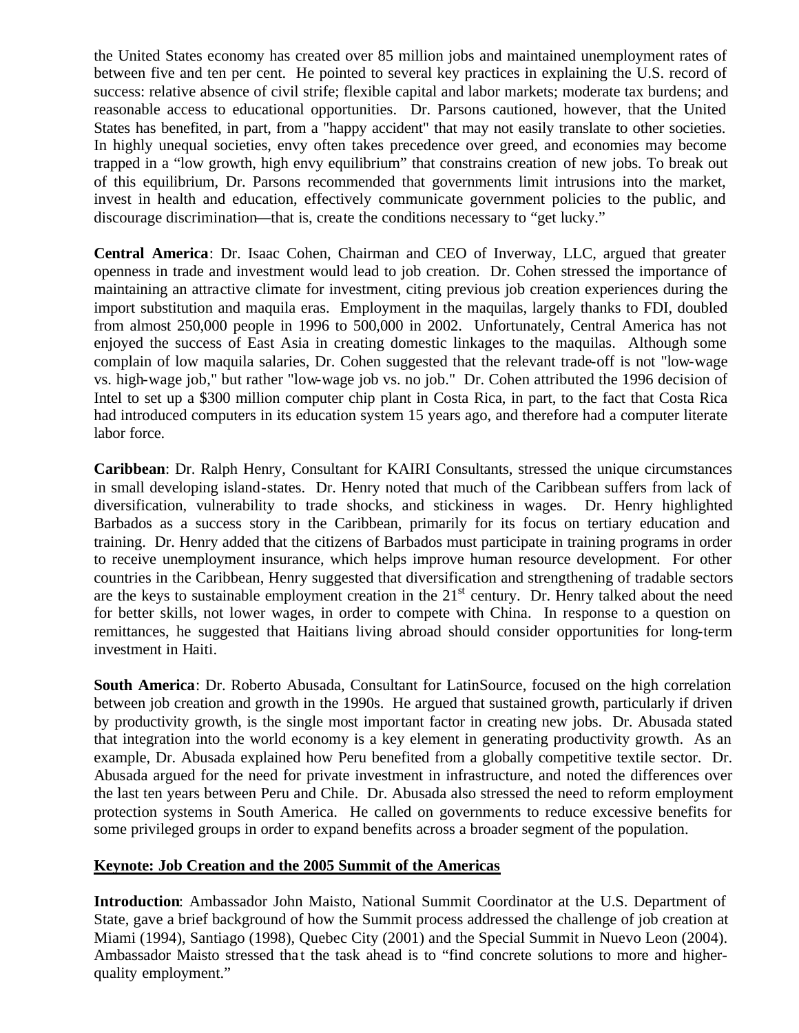the United States economy has created over 85 million jobs and maintained unemployment rates of between five and ten per cent. He pointed to several key practices in explaining the U.S. record of success: relative absence of civil strife; flexible capital and labor markets; moderate tax burdens; and reasonable access to educational opportunities. Dr. Parsons cautioned, however, that the United States has benefited, in part, from a "happy accident" that may not easily translate to other societies. In highly unequal societies, envy often takes precedence over greed, and economies may become trapped in a "low growth, high envy equilibrium" that constrains creation of new jobs. To break out of this equilibrium, Dr. Parsons recommended that governments limit intrusions into the market, invest in health and education, effectively communicate government policies to the public, and discourage discrimination—that is, create the conditions necessary to "get lucky."

**Central America**: Dr. Isaac Cohen, Chairman and CEO of Inverway, LLC, argued that greater openness in trade and investment would lead to job creation. Dr. Cohen stressed the importance of maintaining an attractive climate for investment, citing previous job creation experiences during the import substitution and maquila eras. Employment in the maquilas, largely thanks to FDI, doubled from almost 250,000 people in 1996 to 500,000 in 2002. Unfortunately, Central America has not enjoyed the success of East Asia in creating domestic linkages to the maquilas. Although some complain of low maquila salaries, Dr. Cohen suggested that the relevant trade-off is not "low-wage vs. high-wage job," but rather "low-wage job vs. no job." Dr. Cohen attributed the 1996 decision of Intel to set up a $300 million computer chip plant in Costa Rica, in part, to the fact that Costa Rica had introduced computers in its education system 15 years ago, and therefore had a computer literate labor force.

**Caribbean**: Dr. Ralph Henry, Consultant for KAIRI Consultants, stressed the unique circumstances in small developing island-states. Dr. Henry noted that much of the Caribbean suffers from lack of diversification, vulnerability to trade shocks, and stickiness in wages. Dr. Henry highlighted Barbados as a success story in the Caribbean, primarily for its focus on tertiary education and training. Dr. Henry added that the citizens of Barbados must participate in training programs in order to receive unemployment insurance, which helps improve human resource development. For other countries in the Caribbean, Henry suggested that diversification and strengthening of tradable sectors are the keys to sustainable employment creation in the 21st century. Dr. Henry talked about the need for better skills, not lower wages, in order to compete with China. In response to a question on remittances, he suggested that Haitians living abroad should consider opportunities for long-term investment in Haiti.

**South America**: Dr. Roberto Abusada, Consultant for LatinSource, focused on the high correlation between job creation and growth in the 1990s. He argued that sustained growth, particularly if driven by productivity growth, is the single most important factor in creating new jobs. Dr. Abusada stated that integration into the world economy is a key element in generating productivity growth. As an example, Dr. Abusada explained how Peru benefited from a globally competitive textile sector. Dr. Abusada argued for the need for private investment in infrastructure, and noted the differences over the last ten years between Peru and Chile. Dr. Abusada also stressed the need to reform employment protection systems in South America. He called on governments to reduce excessive benefits for some privileged groups in order to expand benefits across a broader segment of the population.

## Keynote: Job Creation and the 2005 Summit of the Americas

**Introduction**: Ambassador John Maisto, National Summit Coordinator at the U.S. Department of State, gave a brief background of how the Summit process addressed the challenge of job creation at Miami (1994), Santiago (1998), Quebec City (2001) and the Special Summit in Nuevo Leon (2004). Ambassador Maisto stressed that the task ahead is to "find concrete solutions to more and higher-quality employment."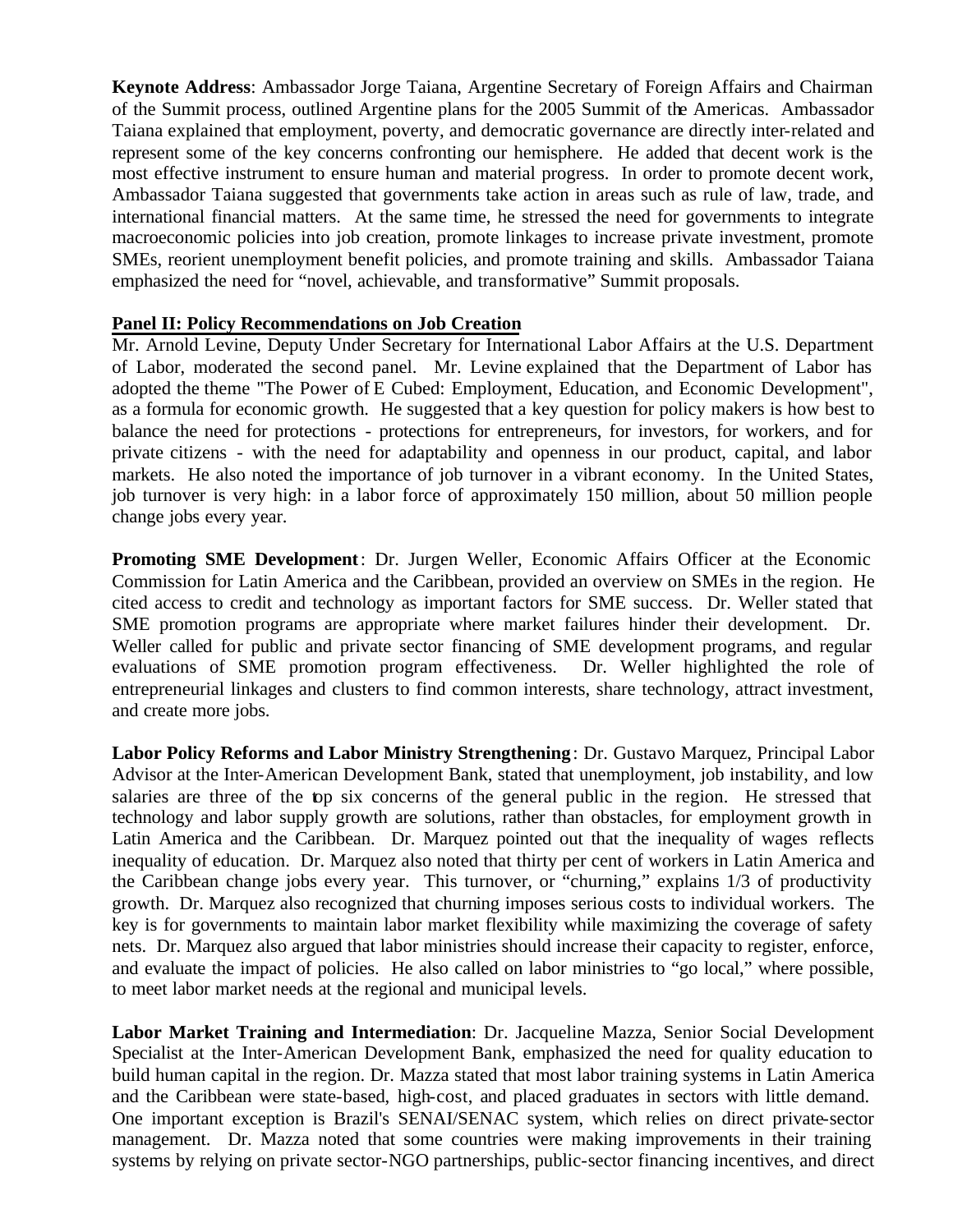**Keynote Address**: Ambassador Jorge Taiana, Argentine Secretary of Foreign Affairs and Chairman of the Summit process, outlined Argentine plans for the 2005 Summit of the Americas. Ambassador Taiana explained that employment, poverty, and democratic governance are directly inter-related and represent some of the key concerns confronting our hemisphere. He added that decent work is the most effective instrument to ensure human and material progress. In order to promote decent work, Ambassador Taiana suggested that governments take action in areas such as rule of law, trade, and international financial matters. At the same time, he stressed the need for governments to integrate macroeconomic policies into job creation, promote linkages to increase private investment, promote SMEs, reorient unemployment benefit policies, and promote training and skills. Ambassador Taiana emphasized the need for "novel, achievable, and transformative" Summit proposals.

**Panel II: Policy Recommendations on Job Creation**

Mr. Arnold Levine, Deputy Under Secretary for International Labor Affairs at the U.S. Department of Labor, moderated the second panel. Mr. Levine explained that the Department of Labor has adopted the theme "The Power of E Cubed: Employment, Education, and Economic Development", as a formula for economic growth. He suggested that a key question for policy makers is how best to balance the need for protections - protections for entrepreneurs, for investors, for workers, and for private citizens - with the need for adaptability and openness in our product, capital, and labor markets. He also noted the importance of job turnover in a vibrant economy. In the United States, job turnover is very high: in a labor force of approximately 150 million, about 50 million people change jobs every year.

**Promoting SME Development**: Dr. Jurgen Weller, Economic Affairs Officer at the Economic Commission for Latin America and the Caribbean, provided an overview on SMEs in the region. He cited access to credit and technology as important factors for SME success. Dr. Weller stated that SME promotion programs are appropriate where market failures hinder their development. Dr. Weller called for public and private sector financing of SME development programs, and regular evaluations of SME promotion program effectiveness. Dr. Weller highlighted the role of entrepreneurial linkages and clusters to find common interests, share technology, attract investment, and create more jobs.

**Labor Policy Reforms and Labor Ministry Strengthening**: Dr. Gustavo Marquez, Principal Labor Advisor at the Inter-American Development Bank, stated that unemployment, job instability, and low salaries are three of the top six concerns of the general public in the region. He stressed that technology and labor supply growth are solutions, rather than obstacles, for employment growth in Latin America and the Caribbean. Dr. Marquez pointed out that the inequality of wages reflects inequality of education. Dr. Marquez also noted that thirty per cent of workers in Latin America and the Caribbean change jobs every year. This turnover, or "churning," explains 1/3 of productivity growth. Dr. Marquez also recognized that churning imposes serious costs to individual workers. The key is for governments to maintain labor market flexibility while maximizing the coverage of safety nets. Dr. Marquez also argued that labor ministries should increase their capacity to register, enforce, and evaluate the impact of policies. He also called on labor ministries to "go local," where possible, to meet labor market needs at the regional and municipal levels.

**Labor Market Training and Intermediation**: Dr. Jacqueline Mazza, Senior Social Development Specialist at the Inter-American Development Bank, emphasized the need for quality education to build human capital in the region. Dr. Mazza stated that most labor training systems in Latin America and the Caribbean were state-based, high-cost, and placed graduates in sectors with little demand. One important exception is Brazil's SENAI/SENAC system, which relies on direct private-sector management. Dr. Mazza noted that some countries were making improvements in their training systems by relying on private sector-NGO partnerships, public-sector financing incentives, and direct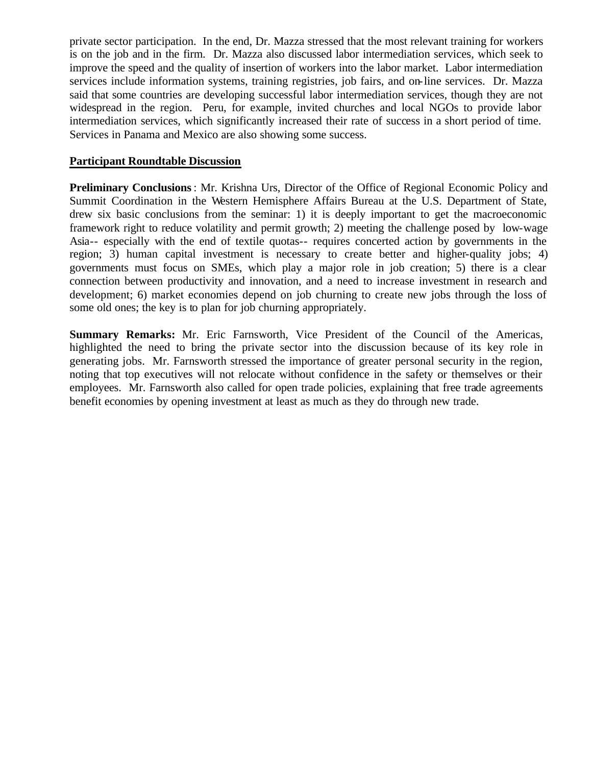private sector participation. In the end, Dr. Mazza stressed that the most relevant training for workers is on the job and in the firm. Dr. Mazza also discussed labor intermediation services, which seek to improve the speed and the quality of insertion of workers into the labor market. Labor intermediation services include information systems, training registries, job fairs, and on-line services. Dr. Mazza said that some countries are developing successful labor intermediation services, though they are not widespread in the region. Peru, for example, invited churches and local NGOs to provide labor intermediation services, which significantly increased their rate of success in a short period of time. Services in Panama and Mexico are also showing some success.

## Participant Roundtable Discussion

**Preliminary Conclusions**: Mr. Krishna Urs, Director of the Office of Regional Economic Policy and Summit Coordination in the Western Hemisphere Affairs Bureau at the U.S. Department of State, drew six basic conclusions from the seminar: 1) it is deeply important to get the macroeconomic framework right to reduce volatility and permit growth; 2) meeting the challenge posed by low-wage Asia-- especially with the end of textile quotas-- requires concerted action by governments in the region; 3) human capital investment is necessary to create better and higher-quality jobs; 4) governments must focus on SMEs, which play a major role in job creation; 5) there is a clear connection between productivity and innovation, and a need to increase investment in research and development; 6) market economies depend on job churning to create new jobs through the loss of some old ones; the key is to plan for job churning appropriately.

**Summary Remarks:** Mr. Eric Farnsworth, Vice President of the Council of the Americas, highlighted the need to bring the private sector into the discussion because of its key role in generating jobs. Mr. Farnsworth stressed the importance of greater personal security in the region, noting that top executives will not relocate without confidence in the safety or themselves or their employees. Mr. Farnsworth also called for open trade policies, explaining that free trade agreements benefit economies by opening investment at least as much as they do through new trade.